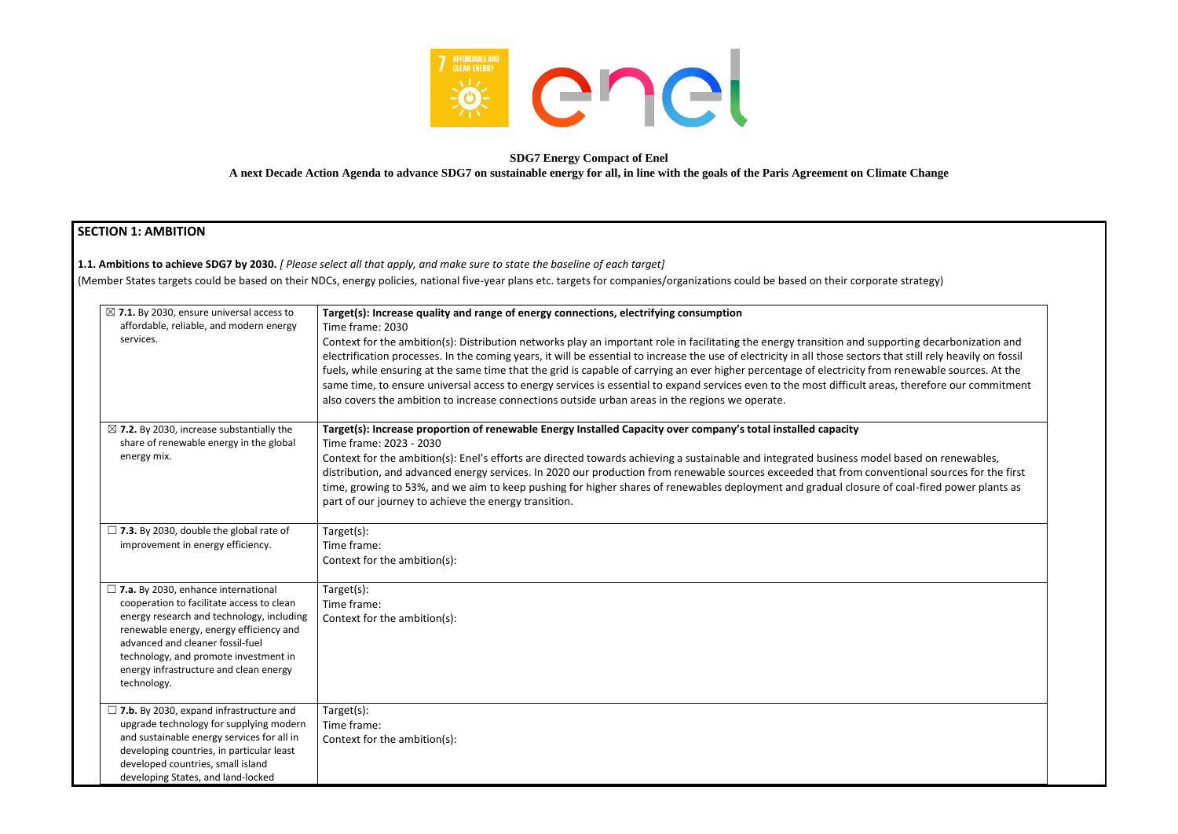**SDG7 Energy Compact of Enel**

**A next Decade Action Agenda to advance SDG7 on sustainable energy for all, in line with the goals of the Paris Agreement on Climate Change**

## SECTION 1: AMBITION

**1.1. Ambitions to achieve SDG7 by 2030.** *[ Please select all that apply, and make sure to state the baseline of each target]*
(Member States targets could be based on their NDCs, energy policies, national five-year plans etc. targets for companies/organizations could be based on their corporate strategy)

| | |
|---|---|
| ☒ **7.1.** By 2030, ensure universal access to affordable, reliable, and modern energy services. | **Target(s): Increase quality and range of energy connections, electrifying consumption**<br>Time frame: 2030<br>Context for the ambition(s): Distribution networks play an important role in facilitating the energy transition and supporting decarbonization and electrification processes. In the coming years, it will be essential to increase the use of electricity in all those sectors that still rely heavily on fossil fuels, while ensuring at the same time that the grid is capable of carrying an ever higher percentage of electricity from renewable sources. At the same time, to ensure universal access to energy services is essential to expand services even to the most difficult areas, therefore our commitment also covers the ambition to increase connections outside urban areas in the regions we operate. |
| ☒ **7.2.** By 2030, increase substantially the share of renewable energy in the global energy mix. | **Target(s): Increase proportion of renewable Energy Installed Capacity over company's total installed capacity**<br>Time frame: 2023 - 2030<br>Context for the ambition(s): Enel's efforts are directed towards achieving a sustainable and integrated business model based on renewables, distribution, and advanced energy services. In 2020 our production from renewable sources exceeded that from conventional sources for the first time, growing to 53%, and we aim to keep pushing for higher shares of renewables deployment and gradual closure of coal-fired power plants as part of our journey to achieve the energy transition. |
| ☐ **7.3.** By 2030, double the global rate of improvement in energy efficiency. | Target(s):<br>Time frame:<br>Context for the ambition(s): |
| ☐ **7.a.** By 2030, enhance international cooperation to facilitate access to clean energy research and technology, including renewable energy, energy efficiency and advanced and cleaner fossil-fuel technology, and promote investment in energy infrastructure and clean energy technology. | Target(s):<br>Time frame:<br>Context for the ambition(s): |
| ☐ **7.b.** By 2030, expand infrastructure and upgrade technology for supplying modern and sustainable energy services for all in developing countries, in particular least developed countries, small island developing States, and land-locked | Target(s):<br>Time frame:<br>Context for the ambition(s): |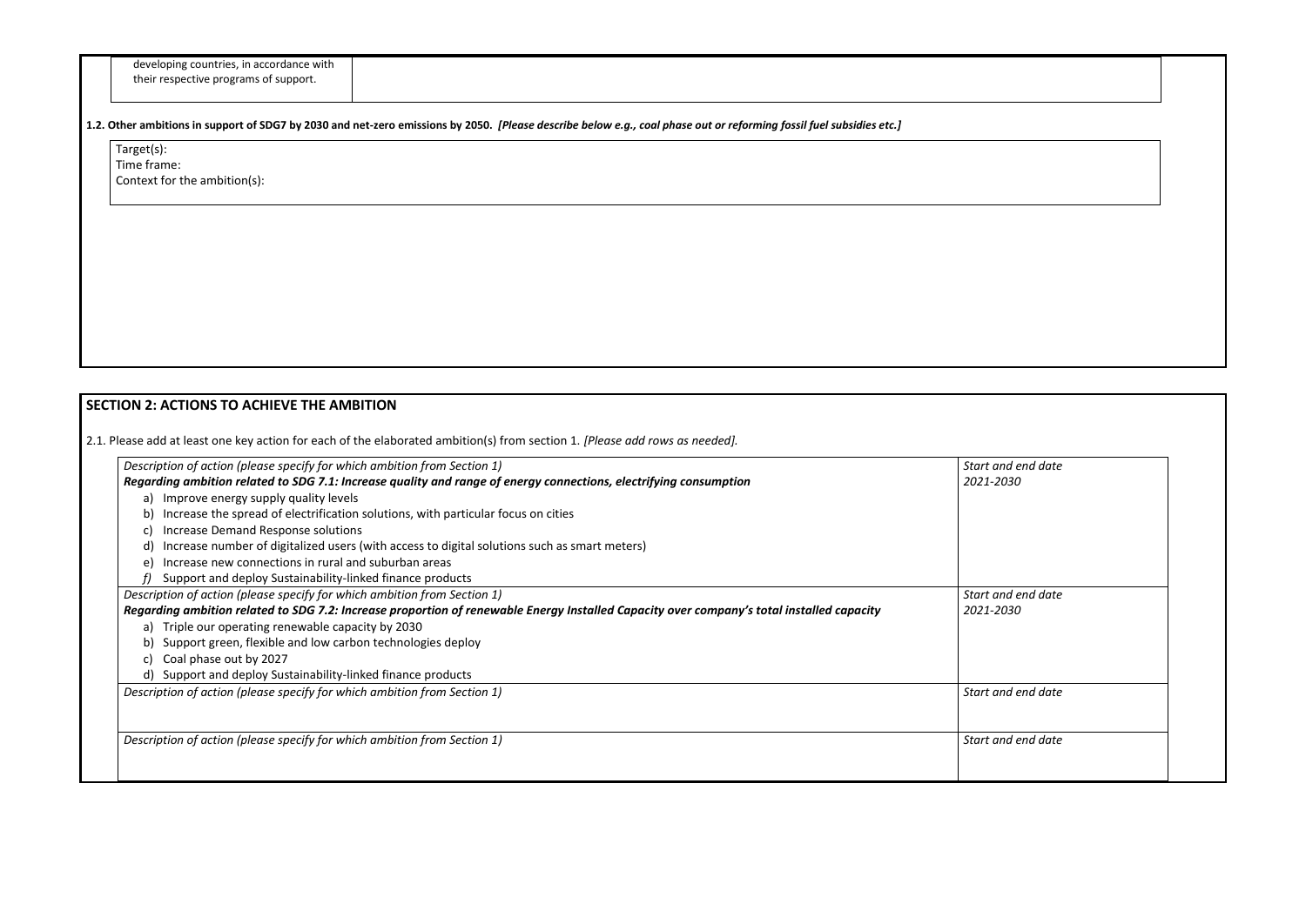| developing countries, in accordance with their respective programs of support. | |
|---|---|

**1.2. Other ambitions in support of SDG7 by 2030 and net-zero emissions by 2050.** ***[Please describe below e.g., coal phase out or reforming fossil fuel subsidies etc.]***

| Target(s):<br>Time frame:<br>Context for the ambition(s): |
|---|

## SECTION 2: ACTIONS TO ACHIEVE THE AMBITION

2.1. Please add at least one key action for each of the elaborated ambition(s) from section 1. *[Please add rows as needed].*

| *Description of action (please specify for which ambition from Section 1)* | *Start and end date* |
|---|---|
| ***Regarding ambition related to SDG 7.1: Increase quality and range of energy connections, electrifying consumption***<br>a) Improve energy supply quality levels<br>b) Increase the spread of electrification solutions, with particular focus on cities<br>c) Increase Demand Response solutions<br>d) Increase number of digitalized users (with access to digital solutions such as smart meters)<br>e) Increase new connections in rural and suburban areas<br>*f)* Support and deploy Sustainability-linked finance products | *2021-2030* |
| *Description of action (please specify for which ambition from Section 1)*<br>***Regarding ambition related to SDG 7.2: Increase proportion of renewable Energy Installed Capacity over company's total installed capacity***<br>a) Triple our operating renewable capacity by 2030<br>b) Support green, flexible and low carbon technologies deploy<br>c) Coal phase out by 2027<br>d) Support and deploy Sustainability-linked finance products | *Start and end date*<br>*2021-2030* |
| *Description of action (please specify for which ambition from Section 1)* | *Start and end date* |
| *Description of action (please specify for which ambition from Section 1)* | *Start and end date* |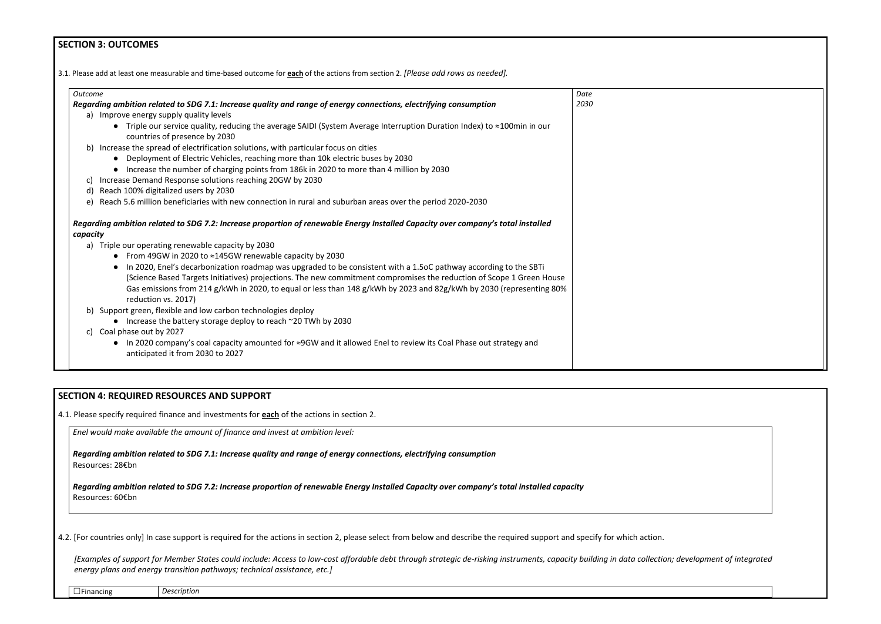## SECTION 3: OUTCOMES

3.1. Please add at least one measurable and time-based outcome for **each** of the actions from section 2. *[Please add rows as needed].*

| *Outcome* | *Date* |
|---|---|
| ***Regarding ambition related to SDG 7.1: Increase quality and range of energy connections, electrifying consumption***<br>a) Improve energy supply quality levels<br>● Triple our service quality, reducing the average SAIDI (System Average Interruption Duration Index) to ≈100min in our countries of presence by 2030<br>b) Increase the spread of electrification solutions, with particular focus on cities<br>● Deployment of Electric Vehicles, reaching more than 10k electric buses by 2030<br>● Increase the number of charging points from 186k in 2020 to more than 4 million by 2030<br>c) Increase Demand Response solutions reaching 20GW by 2030<br>d) Reach 100% digitalized users by 2030<br>e) Reach 5.6 million beneficiaries with new connection in rural and suburban areas over the period 2020-2030<br><br>***Regarding ambition related to SDG 7.2: Increase proportion of renewable Energy Installed Capacity over company's total installed capacity***<br>a) Triple our operating renewable capacity by 2030<br>● From 49GW in 2020 to ≈145GW renewable capacity by 2030<br>● In 2020, Enel's decarbonization roadmap was upgraded to be consistent with a 1.5oC pathway according to the SBTi (Science Based Targets Initiatives) projections. The new commitment compromises the reduction of Scope 1 Green House Gas emissions from 214 g/kWh in 2020, to equal or less than 148 g/kWh by 2023 and 82g/kWh by 2030 (representing 80% reduction vs. 2017)<br>b) Support green, flexible and low carbon technologies deploy<br>● Increase the battery storage deploy to reach ~20 TWh by 2030<br>c) Coal phase out by 2027<br>● In 2020 company's coal capacity amounted for ≈9GW and it allowed Enel to review its Coal Phase out strategy and anticipated it from 2030 to 2027 | *2030* |

## SECTION 4: REQUIRED RESOURCES AND SUPPORT

4.1. Please specify required finance and investments for **each** of the actions in section 2.

*Enel would make available the amount of finance and invest at ambition level:*

***Regarding ambition related to SDG 7.1: Increase quality and range of energy connections, electrifying consumption***
Resources: 28€bn

***Regarding ambition related to SDG 7.2: Increase proportion of renewable Energy Installed Capacity over company's total installed capacity***
Resources: 60€bn

4.2. [For countries only] In case support is required for the actions in section 2, please select from below and describe the required support and specify for which action.

*[Examples of support for Member States could include: Access to low-cost affordable debt through strategic de-risking instruments, capacity building in data collection; development of integrated energy plans and energy transition pathways; technical assistance, etc.]*

| ☐Financing | *Description* |
|---|---|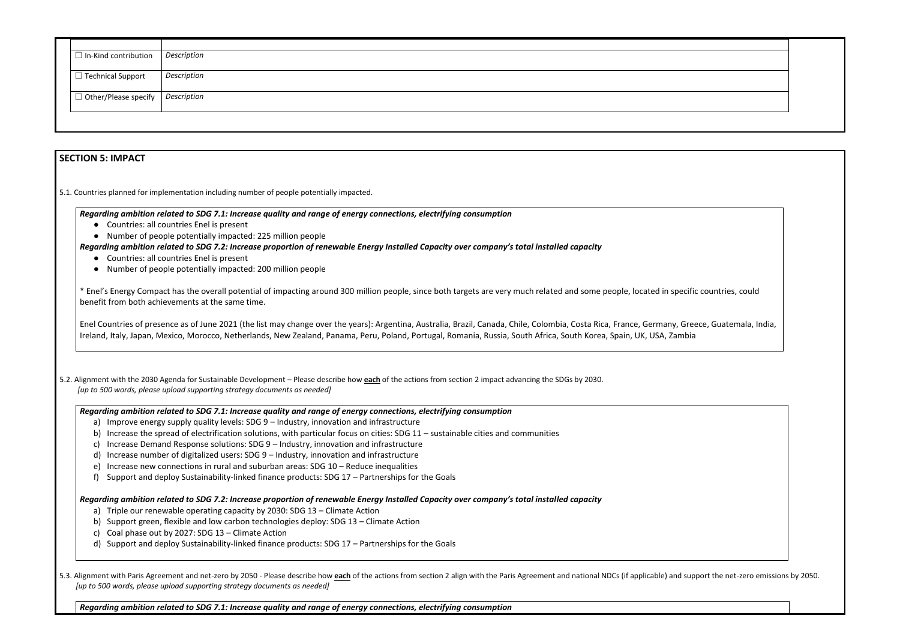|  |  |
|---|---|
| ☐ In-Kind contribution | *Description* |
| ☐ Technical Support | *Description* |
| ☐ Other/Please specify | *Description* |

## SECTION 5: IMPACT

5.1. Countries planned for implementation including number of people potentially impacted.

***Regarding ambition related to SDG 7.1: Increase quality and range of energy connections, electrifying consumption***

- Countries: all countries Enel is present
- Number of people potentially impacted: 225 million people

***Regarding ambition related to SDG 7.2: Increase proportion of renewable Energy Installed Capacity over company's total installed capacity***

- Countries: all countries Enel is present
- Number of people potentially impacted: 200 million people

* Enel's Energy Compact has the overall potential of impacting around 300 million people, since both targets are very much related and some people, located in specific countries, could benefit from both achievements at the same time.

Enel Countries of presence as of June 2021 (the list may change over the years): Argentina, Australia, Brazil, Canada, Chile, Colombia, Costa Rica, France, Germany, Greece, Guatemala, India, Ireland, Italy, Japan, Mexico, Morocco, Netherlands, New Zealand, Panama, Peru, Poland, Portugal, Romania, Russia, South Africa, South Korea, Spain, UK, USA, Zambia

5.2. Alignment with the 2030 Agenda for Sustainable Development – Please describe how **each** of the actions from section 2 impact advancing the SDGs by 2030.
*[up to 500 words, please upload supporting strategy documents as needed]*

***Regarding ambition related to SDG 7.1: Increase quality and range of energy connections, electrifying consumption***

a) Improve energy supply quality levels: SDG 9 – Industry, innovation and infrastructure
b) Increase the spread of electrification solutions, with particular focus on cities: SDG 11 – sustainable cities and communities
c) Increase Demand Response solutions: SDG 9 – Industry, innovation and infrastructure
d) Increase number of digitalized users: SDG 9 – Industry, innovation and infrastructure
e) Increase new connections in rural and suburban areas: SDG 10 – Reduce inequalities
f) Support and deploy Sustainability-linked finance products: SDG 17 – Partnerships for the Goals

***Regarding ambition related to SDG 7.2: Increase proportion of renewable Energy Installed Capacity over company's total installed capacity***

a) Triple our renewable operating capacity by 2030: SDG 13 – Climate Action
b) Support green, flexible and low carbon technologies deploy: SDG 13 – Climate Action
c) Coal phase out by 2027: SDG 13 – Climate Action
d) Support and deploy Sustainability-linked finance products: SDG 17 – Partnerships for the Goals

5.3. Alignment with Paris Agreement and net-zero by 2050 - Please describe how **each** of the actions from section 2 align with the Paris Agreement and national NDCs (if applicable) and support the net-zero emissions by 2050.
*[up to 500 words, please upload supporting strategy documents as needed]*

***Regarding ambition related to SDG 7.1: Increase quality and range of energy connections, electrifying consumption***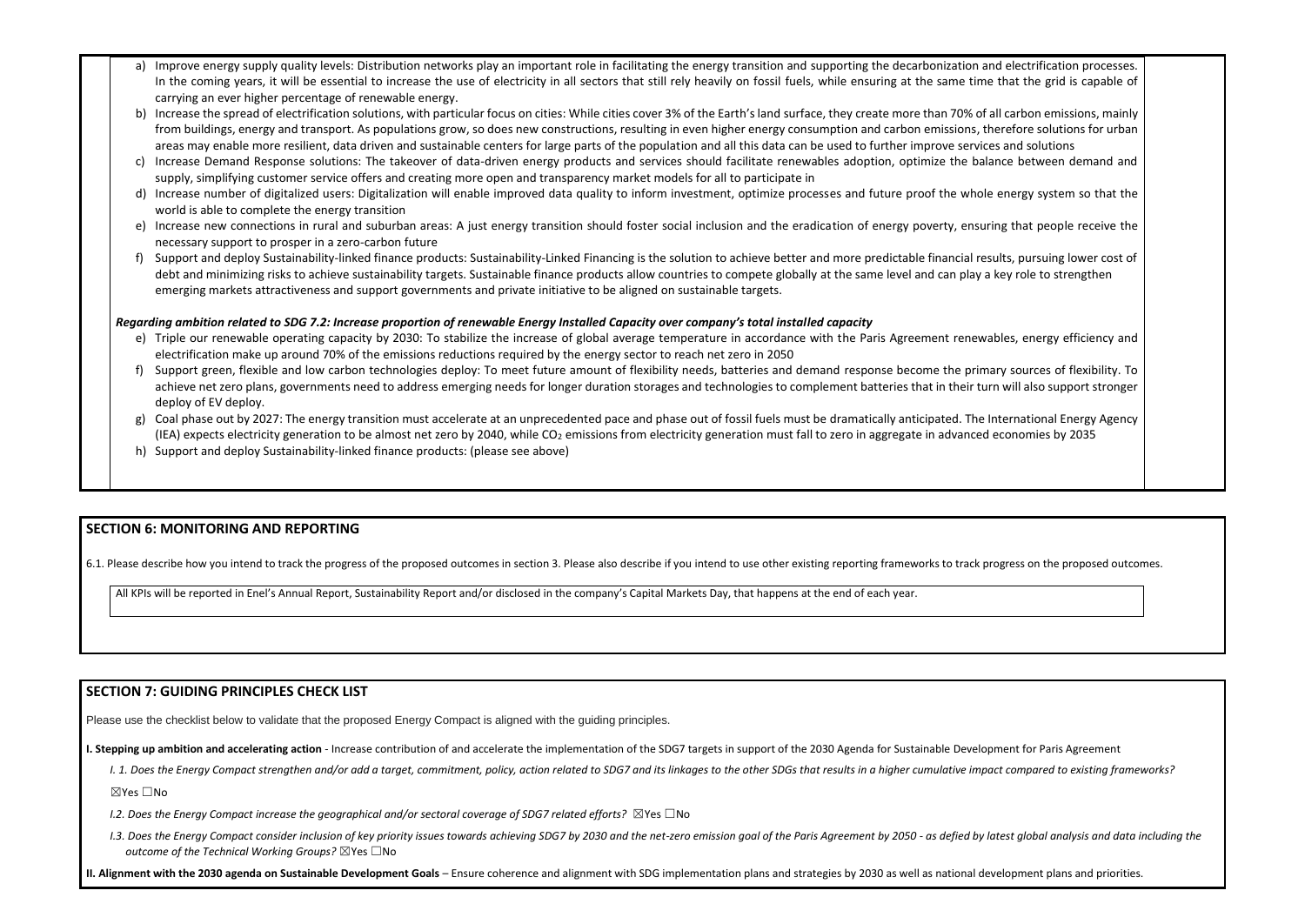a) Improve energy supply quality levels: Distribution networks play an important role in facilitating the energy transition and supporting the decarbonization and electrification processes. In the coming years, it will be essential to increase the use of electricity in all sectors that still rely heavily on fossil fuels, while ensuring at the same time that the grid is capable of carrying an ever higher percentage of renewable energy.
b) Increase the spread of electrification solutions, with particular focus on cities: While cities cover 3% of the Earth's land surface, they create more than 70% of all carbon emissions, mainly from buildings, energy and transport. As populations grow, so does new constructions, resulting in even higher energy consumption and carbon emissions, therefore solutions for urban areas may enable more resilient, data driven and sustainable centers for large parts of the population and all this data can be used to further improve services and solutions
c) Increase Demand Response solutions: The takeover of data-driven energy products and services should facilitate renewables adoption, optimize the balance between demand and supply, simplifying customer service offers and creating more open and transparency market models for all to participate in
d) Increase number of digitalized users: Digitalization will enable improved data quality to inform investment, optimize processes and future proof the whole energy system so that the world is able to complete the energy transition
e) Increase new connections in rural and suburban areas: A just energy transition should foster social inclusion and the eradication of energy poverty, ensuring that people receive the necessary support to prosper in a zero-carbon future
f) Support and deploy Sustainability-linked finance products: Sustainability-Linked Financing is the solution to achieve better and more predictable financial results, pursuing lower cost of debt and minimizing risks to achieve sustainability targets. Sustainable finance products allow countries to compete globally at the same level and can play a key role to strengthen emerging markets attractiveness and support governments and private initiative to be aligned on sustainable targets.

***Regarding ambition related to SDG 7.2: Increase proportion of renewable Energy Installed Capacity over company's total installed capacity***

e) Triple our renewable operating capacity by 2030: To stabilize the increase of global average temperature in accordance with the Paris Agreement renewables, energy efficiency and electrification make up around 70% of the emissions reductions required by the energy sector to reach net zero in 2050
f) Support green, flexible and low carbon technologies deploy: To meet future amount of flexibility needs, batteries and demand response become the primary sources of flexibility. To achieve net zero plans, governments need to address emerging needs for longer duration storages and technologies to complement batteries that in their turn will also support stronger deploy of EV deploy.
g) Coal phase out by 2027: The energy transition must accelerate at an unprecedented pace and phase out of fossil fuels must be dramatically anticipated. The International Energy Agency (IEA) expects electricity generation to be almost net zero by 2040, while $CO_2$ emissions from electricity generation must fall to zero in aggregate in advanced economies by 2035
h) Support and deploy Sustainability-linked finance products: (please see above)

## SECTION 6: MONITORING AND REPORTING

6.1. Please describe how you intend to track the progress of the proposed outcomes in section 3. Please also describe if you intend to use other existing reporting frameworks to track progress on the proposed outcomes.

All KPIs will be reported in Enel's Annual Report, Sustainability Report and/or disclosed in the company's Capital Markets Day, that happens at the end of each year.

## SECTION 7: GUIDING PRINCIPLES CHECK LIST

Please use the checklist below to validate that the proposed Energy Compact is aligned with the guiding principles.

**I. Stepping up ambition and accelerating action** - Increase contribution of and accelerate the implementation of the SDG7 targets in support of the 2030 Agenda for Sustainable Development for Paris Agreement

*I. 1. Does the Energy Compact strengthen and/or add a target, commitment, policy, action related to SDG7 and its linkages to the other SDGs that results in a higher cumulative impact compared to existing frameworks?*

☒Yes ☐No

*I.2. Does the Energy Compact increase the geographical and/or sectoral coverage of SDG7 related efforts?* ☒Yes ☐No

*I.3. Does the Energy Compact consider inclusion of key priority issues towards achieving SDG7 by 2030 and the net-zero emission goal of the Paris Agreement by 2050 - as defied by latest global analysis and data including the outcome of the Technical Working Groups?* ☒Yes ☐No

**II. Alignment with the 2030 agenda on Sustainable Development Goals** – Ensure coherence and alignment with SDG implementation plans and strategies by 2030 as well as national development plans and priorities.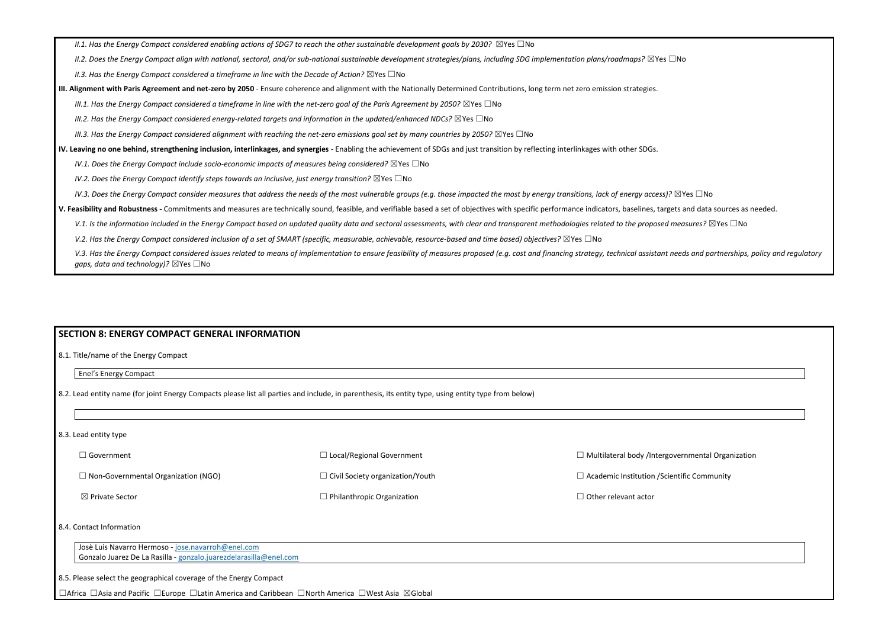*II.1. Has the Energy Compact considered enabling actions of SDG7 to reach the other sustainable development goals by 2030?* ☒Yes ☐No

*II.2. Does the Energy Compact align with national, sectoral, and/or sub-national sustainable development strategies/plans, including SDG implementation plans/roadmaps?* ☒Yes ☐No

*II.3. Has the Energy Compact considered a timeframe in line with the Decade of Action?* ☒Yes ☐No

**III. Alignment with Paris Agreement and net-zero by 2050** - Ensure coherence and alignment with the Nationally Determined Contributions, long term net zero emission strategies.

*III.1. Has the Energy Compact considered a timeframe in line with the net-zero goal of the Paris Agreement by 2050?* ☒Yes ☐No

*III.2. Has the Energy Compact considered energy-related targets and information in the updated/enhanced NDCs?* ☒Yes ☐No

*III.3. Has the Energy Compact considered alignment with reaching the net-zero emissions goal set by many countries by 2050?* ☒Yes ☐No

**IV. Leaving no one behind, strengthening inclusion, interlinkages, and synergies** - Enabling the achievement of SDGs and just transition by reflecting interlinkages with other SDGs.

*IV.1. Does the Energy Compact include socio-economic impacts of measures being considered?* ☒Yes ☐No

*IV.2. Does the Energy Compact identify steps towards an inclusive, just energy transition?* ☒Yes ☐No

*IV.3. Does the Energy Compact consider measures that address the needs of the most vulnerable groups (e.g. those impacted the most by energy transitions, lack of energy access)?* ☒Yes ☐No

**V. Feasibility and Robustness -** Commitments and measures are technically sound, feasible, and verifiable based a set of objectives with specific performance indicators, baselines, targets and data sources as needed.

*V.1. Is the information included in the Energy Compact based on updated quality data and sectoral assessments, with clear and transparent methodologies related to the proposed measures?* ☒Yes ☐No

*V.2. Has the Energy Compact considered inclusion of a set of SMART (specific, measurable, achievable, resource-based and time based) objectives?* ☒Yes ☐No

*V.3. Has the Energy Compact considered issues related to means of implementation to ensure feasibility of measures proposed (e.g. cost and financing strategy, technical assistant needs and partnerships, policy and regulatory gaps, data and technology)?* ☒Yes ☐No

## SECTION 8: ENERGY COMPACT GENERAL INFORMATION

8.1. Title/name of the Energy Compact

Enel's Energy Compact

8.2. Lead entity name (for joint Energy Compacts please list all parties and include, in parenthesis, its entity type, using entity type from below)

8.3. Lead entity type

| | | |
|---|---|---|
| ☐ Government | ☐ Local/Regional Government | ☐ Multilateral body /Intergovernmental Organization |
| ☐ Non-Governmental Organization (NGO) | ☐ Civil Society organization/Youth | ☐ Academic Institution /Scientific Community |
| ☒ Private Sector | ☐ Philanthropic Organization | ☐ Other relevant actor |

8.4. Contact Information

Josè Luis Navarro Hermoso - jose.navarroh@enel.com
Gonzalo Juarez De La Rasilla - gonzalo.juarezdelarasilla@enel.com

8.5. Please select the geographical coverage of the Energy Compact

☐Africa ☐Asia and Pacific ☐Europe ☐Latin America and Caribbean ☐North America ☐West Asia ☒Global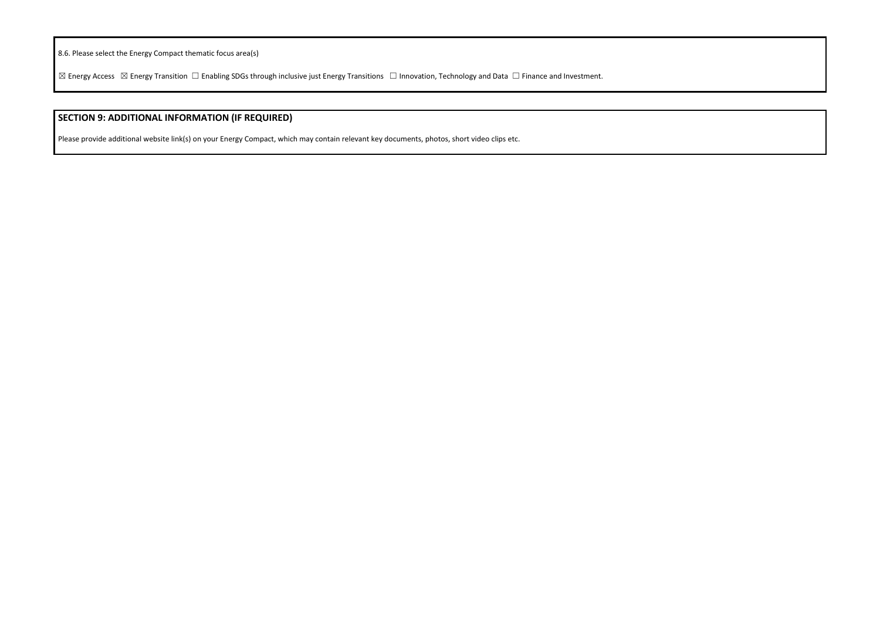8.6. Please select the Energy Compact thematic focus area(s)

☒ Energy Access ☒ Energy Transition ☐ Enabling SDGs through inclusive just Energy Transitions ☐ Innovation, Technology and Data ☐ Finance and Investment.

## SECTION 9: ADDITIONAL INFORMATION (IF REQUIRED)

Please provide additional website link(s) on your Energy Compact, which may contain relevant key documents, photos, short video clips etc.